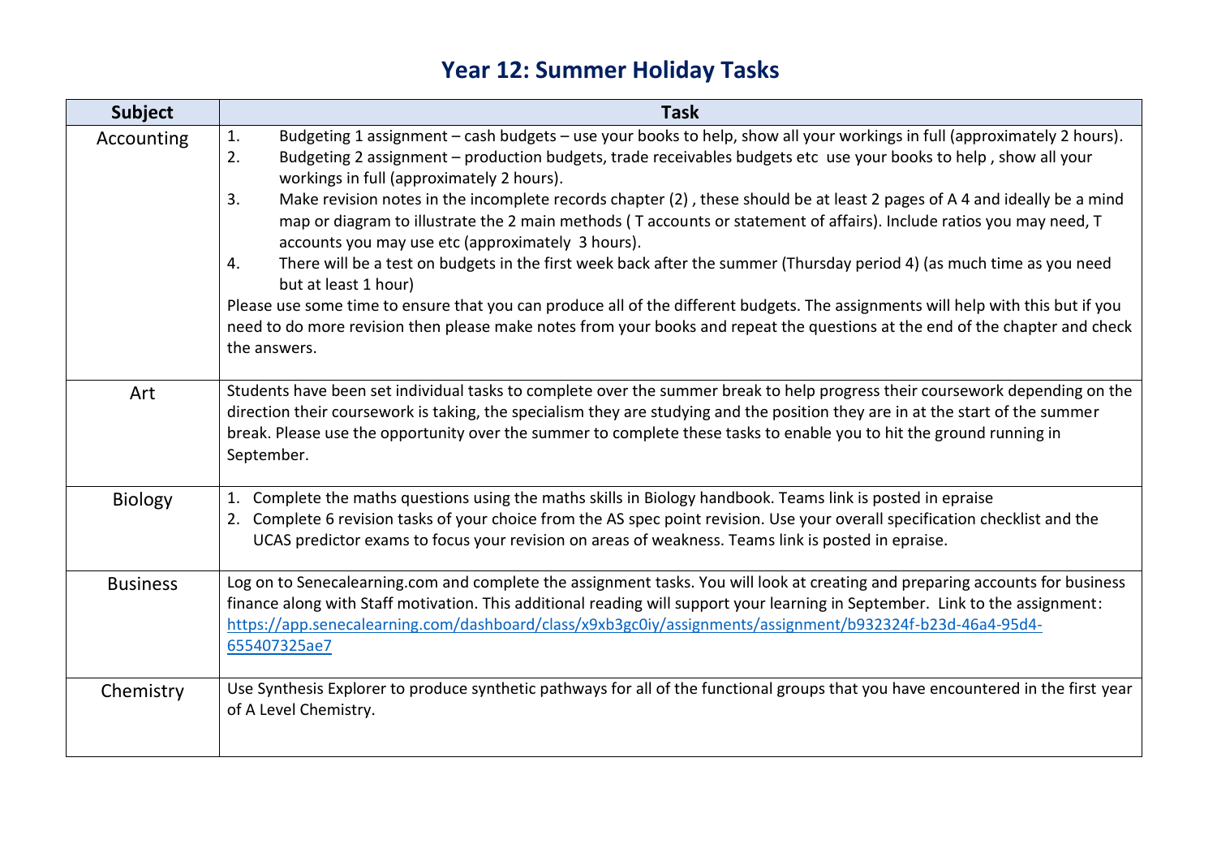# Year 12: Summer Holiday Tasks

| Subject | Task |
|---|---|
| Accounting | 1. Budgeting 1 assignment – cash budgets – use your books to help, show all your workings in full (approximately 2 hours).<br>2. Budgeting 2 assignment – production budgets, trade receivables budgets etc use your books to help , show all your workings in full (approximately 2 hours).<br>3. Make revision notes in the incomplete records chapter (2) , these should be at least 2 pages of A 4 and ideally be a mind map or diagram to illustrate the 2 main methods ( T accounts or statement of affairs). Include ratios you may need, T accounts you may use etc (approximately 3 hours).<br>4. There will be a test on budgets in the first week back after the summer (Thursday period 4) (as much time as you need but at least 1 hour)<br>Please use some time to ensure that you can produce all of the different budgets. The assignments will help with this but if you need to do more revision then please make notes from your books and repeat the questions at the end of the chapter and check the answers. |
| Art | Students have been set individual tasks to complete over the summer break to help progress their coursework depending on the direction their coursework is taking, the specialism they are studying and the position they are in at the start of the summer break. Please use the opportunity over the summer to complete these tasks to enable you to hit the ground running in September. |
| Biology | 1. Complete the maths questions using the maths skills in Biology handbook. Teams link is posted in epraise<br>2. Complete 6 revision tasks of your choice from the AS spec point revision. Use your overall specification checklist and the UCAS predictor exams to focus your revision on areas of weakness. Teams link is posted in epraise. |
| Business | Log on to Senecalearning.com and complete the assignment tasks. You will look at creating and preparing accounts for business finance along with Staff motivation. This additional reading will support your learning in September. Link to the assignment: https://app.senecalearning.com/dashboard/class/x9xb3gc0iy/assignments/assignment/b932324f-b23d-46a4-95d4-655407325ae7 |
| Chemistry | Use Synthesis Explorer to produce synthetic pathways for all of the functional groups that you have encountered in the first year of A Level Chemistry. |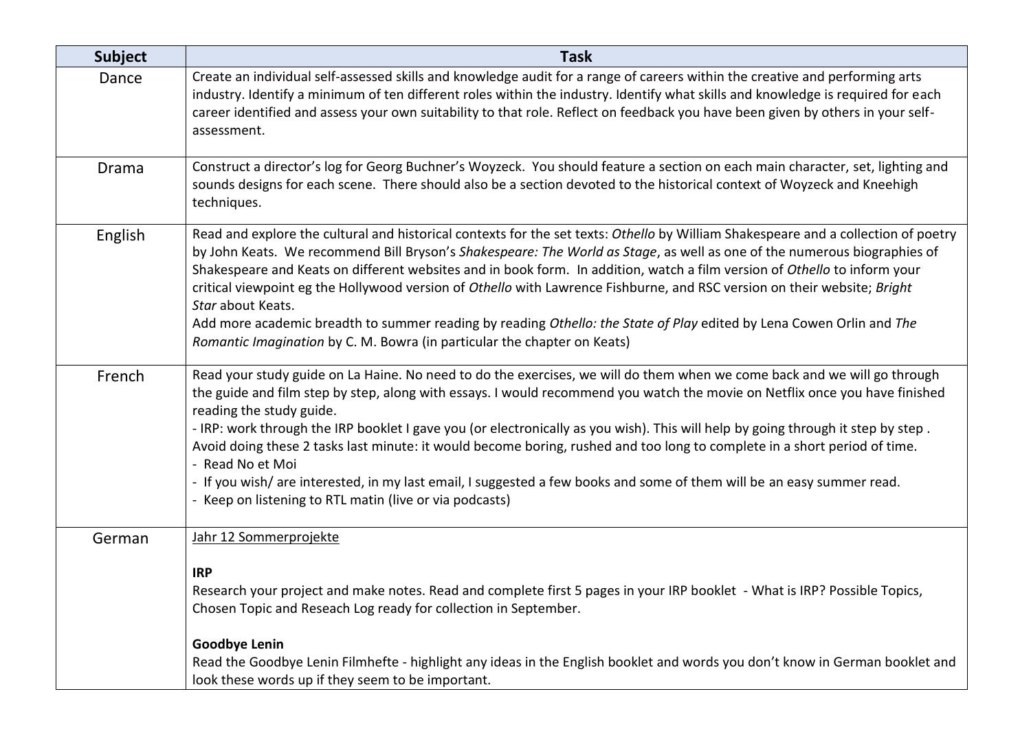| Subject | Task |
|---|---|
| Dance | Create an individual self-assessed skills and knowledge audit for a range of careers within the creative and performing arts industry. Identify a minimum of ten different roles within the industry. Identify what skills and knowledge is required for each career identified and assess your own suitability to that role. Reflect on feedback you have been given by others in your self-assessment. |
| Drama | Construct a director's log for Georg Buchner's Woyzeck. You should feature a section on each main character, set, lighting and sounds designs for each scene. There should also be a section devoted to the historical context of Woyzeck and Kneehigh techniques. |
| English | Read and explore the cultural and historical contexts for the set texts: *Othello* by William Shakespeare and a collection of poetry by John Keats. We recommend Bill Bryson's *Shakespeare: The World as Stage*, as well as one of the numerous biographies of Shakespeare and Keats on different websites and in book form. In addition, watch a film version of *Othello* to inform your critical viewpoint eg the Hollywood version of *Othello* with Lawrence Fishburne, and RSC version on their website; *Bright Star* about Keats.<br>Add more academic breadth to summer reading by reading *Othello: the State of Play* edited by Lena Cowen Orlin and *The Romantic Imagination* by C. M. Bowra (in particular the chapter on Keats) |
| French | Read your study guide on La Haine. No need to do the exercises, we will do them when we come back and we will go through the guide and film step by step, along with essays. I would recommend you watch the movie on Netflix once you have finished reading the study guide.<br>- IRP: work through the IRP booklet I gave you (or electronically as you wish). This will help by going through it step by step .<br>Avoid doing these 2 tasks last minute: it would become boring, rushed and too long to complete in a short period of time.<br>- Read No et Moi<br>- If you wish/ are interested, in my last email, I suggested a few books and some of them will be an easy summer read.<br>- Keep on listening to RTL matin (live or via podcasts) |
| German | Jahr 12 Sommerprojekte<br><br>**IRP**<br>Research your project and make notes. Read and complete first 5 pages in your IRP booklet - What is IRP? Possible Topics, Chosen Topic and Reseach Log ready for collection in September.<br><br>**Goodbye Lenin**<br>Read the Goodbye Lenin Filmhefte - highlight any ideas in the English booklet and words you don't know in German booklet and look these words up if they seem to be important. |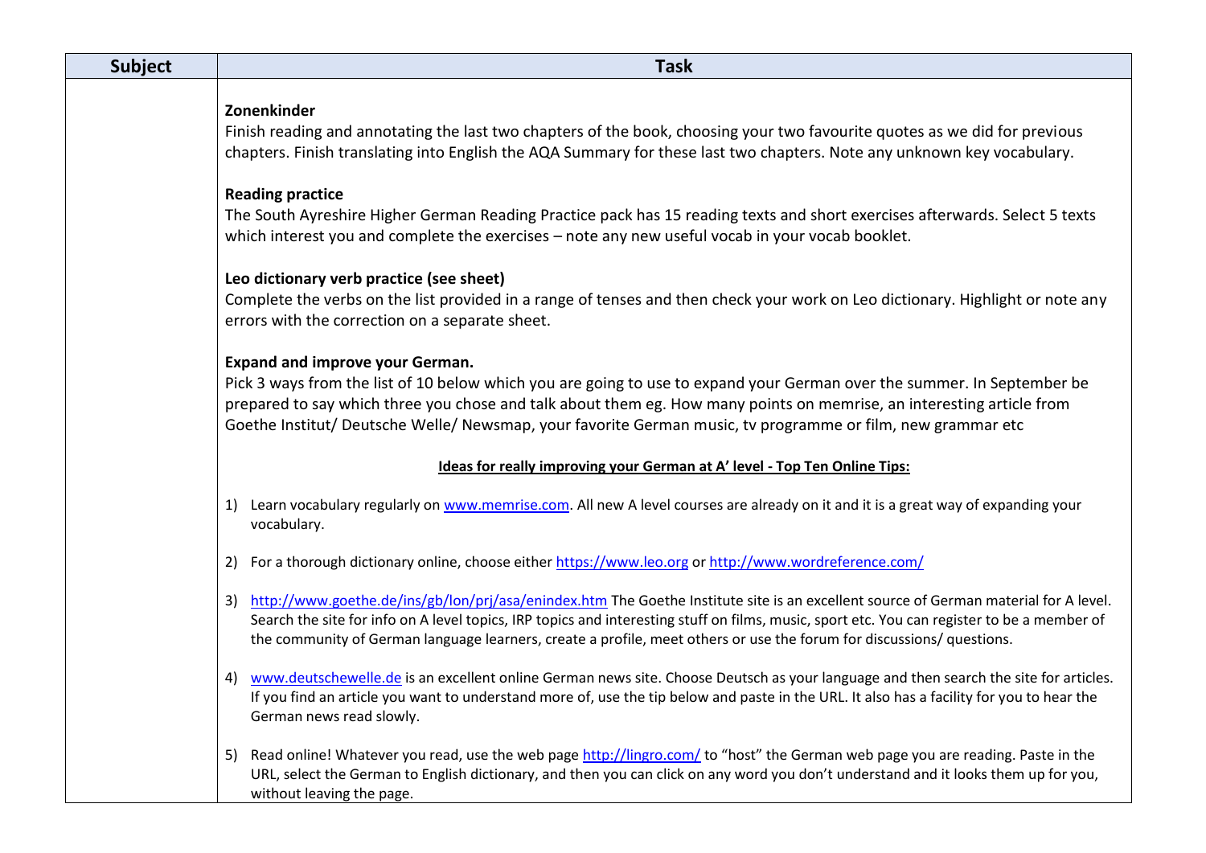| Subject | Task |
|---|---|
| | **Zonenkinder**<br>Finish reading and annotating the last two chapters of the book, choosing your two favourite quotes as we did for previous chapters. Finish translating into English the AQA Summary for these last two chapters. Note any unknown key vocabulary.<br><br>**Reading practice**<br>The South Ayreshire Higher German Reading Practice pack has 15 reading texts and short exercises afterwards. Select 5 texts which interest you and complete the exercises – note any new useful vocab in your vocab booklet.<br><br>**Leo dictionary verb practice (see sheet)**<br>Complete the verbs on the list provided in a range of tenses and then check your work on Leo dictionary. Highlight or note any errors with the correction on a separate sheet.<br><br>**Expand and improve your German.**<br>Pick 3 ways from the list of 10 below which you are going to use to expand your German over the summer. In September be prepared to say which three you chose and talk about them eg. How many points on memrise, an interesting article from Goethe Institut/ Deutsche Welle/ Newsmap, your favorite German music, tv programme or film, new grammar etc<br><br>**Ideas for really improving your German at A' level - Top Ten Online Tips:**<br><br>1) Learn vocabulary regularly on www.memrise.com. All new A level courses are already on it and it is a great way of expanding your vocabulary.<br><br>2) For a thorough dictionary online, choose either https://www.leo.org or http://www.wordreference.com/<br><br>3) http://www.goethe.de/ins/gb/lon/prj/asa/enindex.htm The Goethe Institute site is an excellent source of German material for A level. Search the site for info on A level topics, IRP topics and interesting stuff on films, music, sport etc. You can register to be a member of the community of German language learners, create a profile, meet others or use the forum for discussions/ questions.<br><br>4) www.deutschewelle.de is an excellent online German news site. Choose Deutsch as your language and then search the site for articles. If you find an article you want to understand more of, use the tip below and paste in the URL. It also has a facility for you to hear the German news read slowly.<br><br>5) Read online! Whatever you read, use the web page http://lingro.com/ to "host" the German web page you are reading. Paste in the URL, select the German to English dictionary, and then you can click on any word you don't understand and it looks them up for you, without leaving the page. |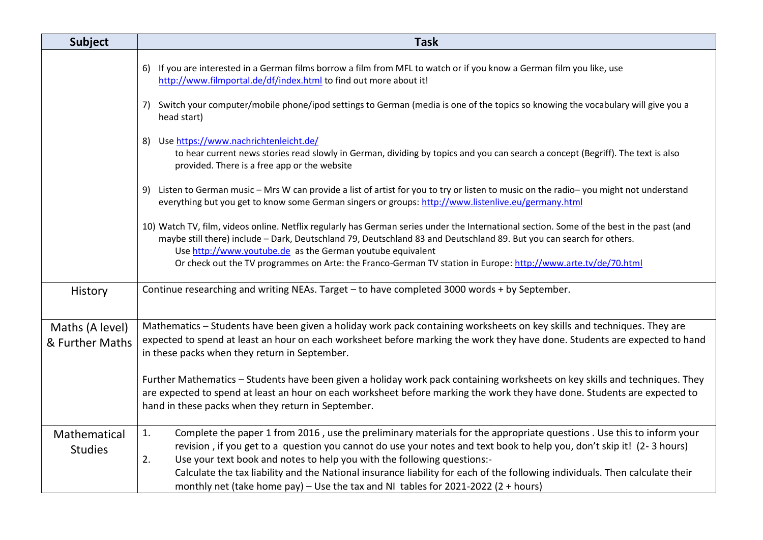| Subject | Task |
| --- | --- |
| | 6) If you are interested in a German films borrow a film from MFL to watch or if you know a German film you like, use http://www.filmportal.de/df/index.html to find out more about it!<br><br>7) Switch your computer/mobile phone/ipod settings to German (media is one of the topics so knowing the vocabulary will give you a head start)<br><br>8) Use https://www.nachrichtenleicht.de/ to hear current news stories read slowly in German, dividing by topics and you can search a concept (Begriff). The text is also provided. There is a free app or the website<br><br>9) Listen to German music – Mrs W can provide a list of artist for you to try or listen to music on the radio– you might not understand everything but you get to know some German singers or groups: http://www.listenlive.eu/germany.html<br><br>10) Watch TV, film, videos online. Netflix regularly has German series under the International section. Some of the best in the past (and maybe still there) include – Dark, Deutschland 79, Deutschland 83 and Deutschland 89. But you can search for others.<br>Use http://www.youtube.de as the German youtube equivalent<br>Or check out the TV programmes on Arte: the Franco-German TV station in Europe: http://www.arte.tv/de/70.html |
| History | Continue researching and writing NEAs. Target – to have completed 3000 words + by September. |
| Maths (A level) & Further Maths | Mathematics – Students have been given a holiday work pack containing worksheets on key skills and techniques. They are expected to spend at least an hour on each worksheet before marking the work they have done. Students are expected to hand in these packs when they return in September.<br><br>Further Mathematics – Students have been given a holiday work pack containing worksheets on key skills and techniques. They are expected to spend at least an hour on each worksheet before marking the work they have done. Students are expected to hand in these packs when they return in September. |
| Mathematical Studies | 1. Complete the paper 1 from 2016 , use the preliminary materials for the appropriate questions . Use this to inform your revision , if you get to a question you cannot do use your notes and text book to help you, don't skip it! (2- 3 hours)<br>2. Use your text book and notes to help you with the following questions:-<br>Calculate the tax liability and the National insurance liability for each of the following individuals. Then calculate their monthly net (take home pay) – Use the tax and NI tables for 2021-2022 (2 + hours) |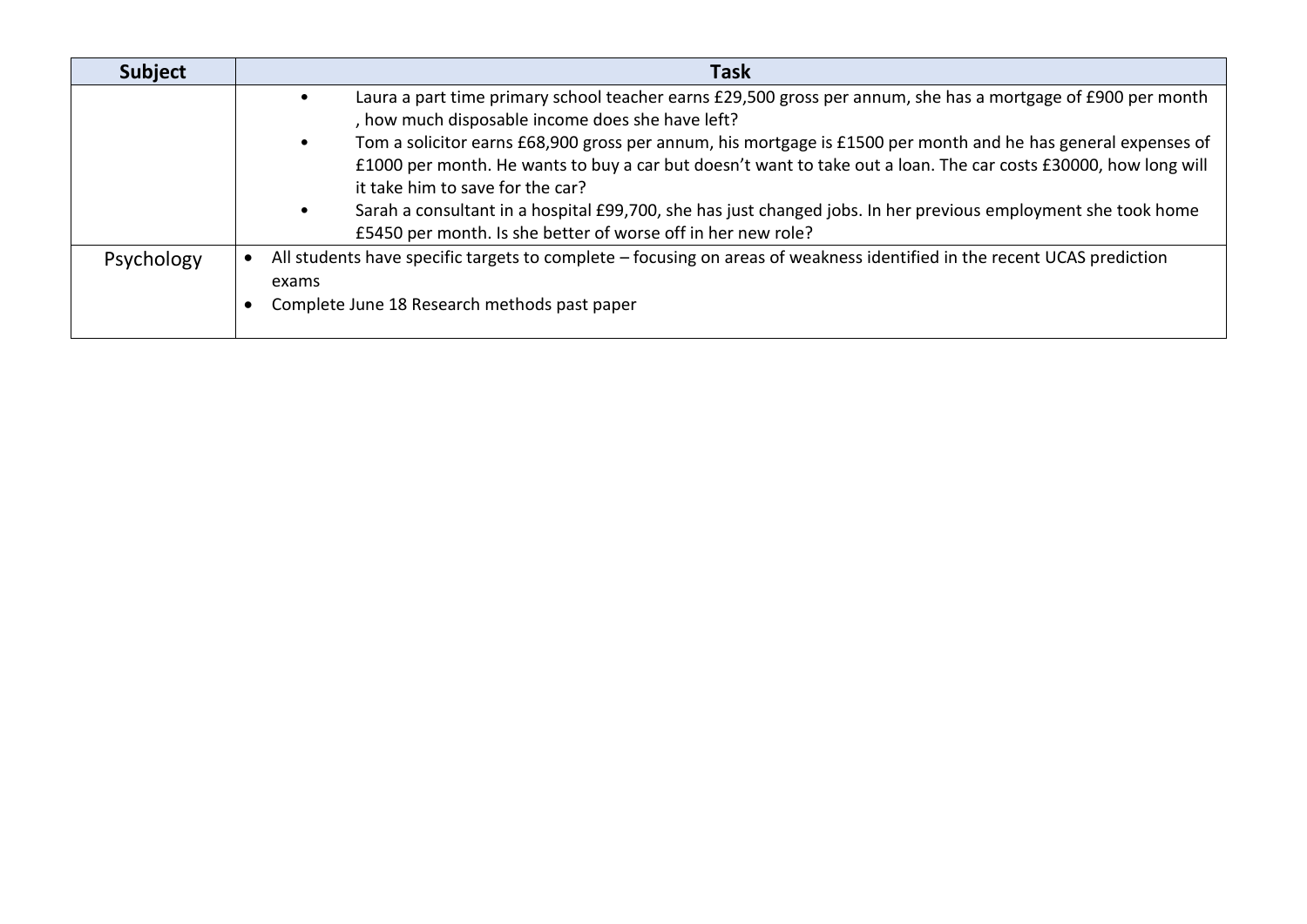| Subject | Task |
|---|---|
| | • Laura a part time primary school teacher earns £29,500 gross per annum, she has a mortgage of £900 per month , how much disposable income does she have left?<br>• Tom a solicitor earns £68,900 gross per annum, his mortgage is £1500 per month and he has general expenses of £1000 per month. He wants to buy a car but doesn't want to take out a loan. The car costs £30000, how long will it take him to save for the car?<br>• Sarah a consultant in a hospital £99,700, she has just changed jobs. In her previous employment she took home £5450 per month. Is she better of worse off in her new role? |
| Psychology | • All students have specific targets to complete – focusing on areas of weakness identified in the recent UCAS prediction exams<br>• Complete June 18 Research methods past paper |